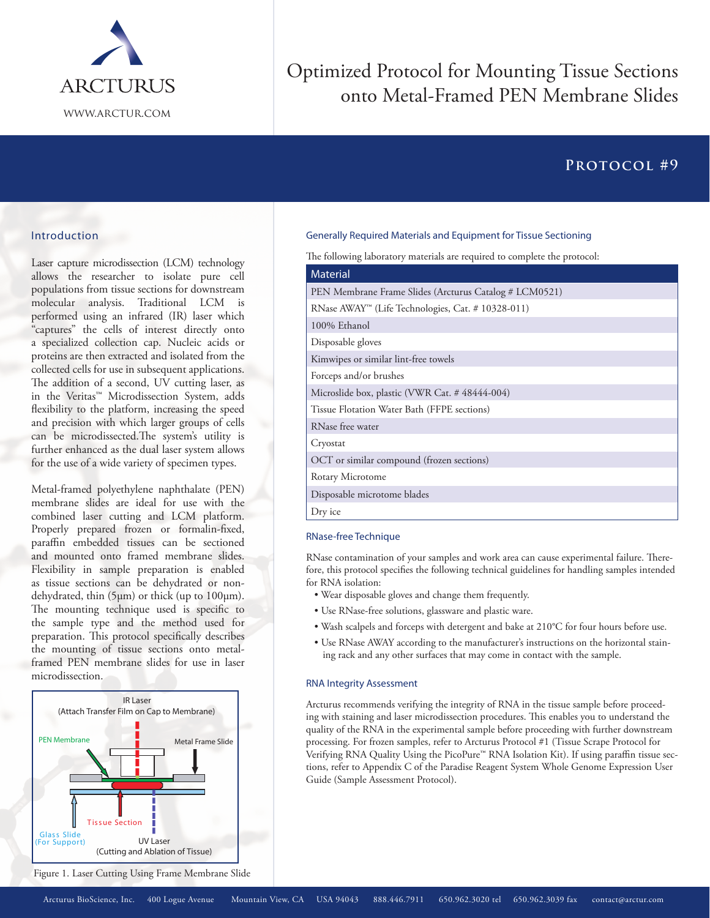ARCTURUS

WWW.ARCTUR.COM

# Optimized Protocol for Mounting Tissue Sections onto Metal-Framed PEN Membrane Slides

## Protocol #9

### Introduction

Laser capture microdissection (LCM) technology allows the researcher to isolate pure cell populations from tissue sections for downstream molecular analysis. Traditional LCM is performed using an infrared (IR) laser which "captures" the cells of interest directly onto a specialized collection cap. Nucleic acids or proteins are then extracted and isolated from the collected cells for use in subsequent applications. The addition of a second, UV cutting laser, as in the Veritas™ Microdissection System, adds flexibility to the platform, increasing the speed and precision with which larger groups of cells can be microdissected.The system's utility is further enhanced as the dual laser system allows for the use of a wide variety of specimen types.

Metal-framed polyethylene naphthalate (PEN) membrane slides are ideal for use with the combined laser cutting and LCM platform. Properly prepared frozen or formalin-fixed, paraffin embedded tissues can be sectioned and mounted onto framed membrane slides. Flexibility in sample preparation is enabled as tissue sections can be dehydrated or non-dehydrated, thin (5µm) or thick (up to 100µm). The mounting technique used is specific to the sample type and the method used for preparation. This protocol specifically describes the mounting of tissue sections onto metal-framed PEN membrane slides for use in laser microdissection.

IR Laser (Attach Transfer Film on Cap to Membrane)

PEN Membrane — Metal Frame Slide — Tissue Section — Glass Slide (For Support)

UV Laser (Cutting and Ablation of Tissue)

Figure 1. Laser Cutting Using Frame Membrane Slide

### Generally Required Materials and Equipment for Tissue Sectioning

The following laboratory materials are required to complete the protocol:

| Material |
|---|
| PEN Membrane Frame Slides (Arcturus Catalog # LCM0521) |
| RNase AWAY™ (Life Technologies, Cat. # 10328-011) |
| 100% Ethanol |
| Disposable gloves |
| Kimwipes or similar lint-free towels |
| Forceps and/or brushes |
| Microslide box, plastic (VWR Cat. # 48444-004) |
| Tissue Flotation Water Bath (FFPE sections) |
| RNase free water |
| Cryostat |
| OCT or similar compound (frozen sections) |
| Rotary Microtome |
| Disposable microtome blades |
| Dry ice |

### RNase-free Technique

RNase contamination of your samples and work area can cause experimental failure. Therefore, this protocol specifies the following technical guidelines for handling samples intended for RNA isolation:

- Wear disposable gloves and change them frequently.
- Use RNase-free solutions, glassware and plastic ware.
- Wash scalpels and forceps with detergent and bake at 210°C for four hours before use.
- Use RNase AWAY according to the manufacturer's instructions on the horizontal staining rack and any other surfaces that may come in contact with the sample.

### RNA Integrity Assessment

Arcturus recommends verifying the integrity of RNA in the tissue sample before proceeding with staining and laser microdissection procedures. This enables you to understand the quality of the RNA in the experimental sample before proceeding with further downstream processing. For frozen samples, refer to Arcturus Protocol #1 (Tissue Scrape Protocol for Verifying RNA Quality Using the PicoPure™ RNA Isolation Kit). If using paraffin tissue sections, refer to Appendix C of the Paradise Reagent System Whole Genome Expression User Guide (Sample Assessment Protocol).

Arcturus BioScience, Inc. 400 Logue Avenue Mountain View, CA USA 94043 888.446.7911 650.962.3020 tel 650.962.3039 fax contact@arctur.com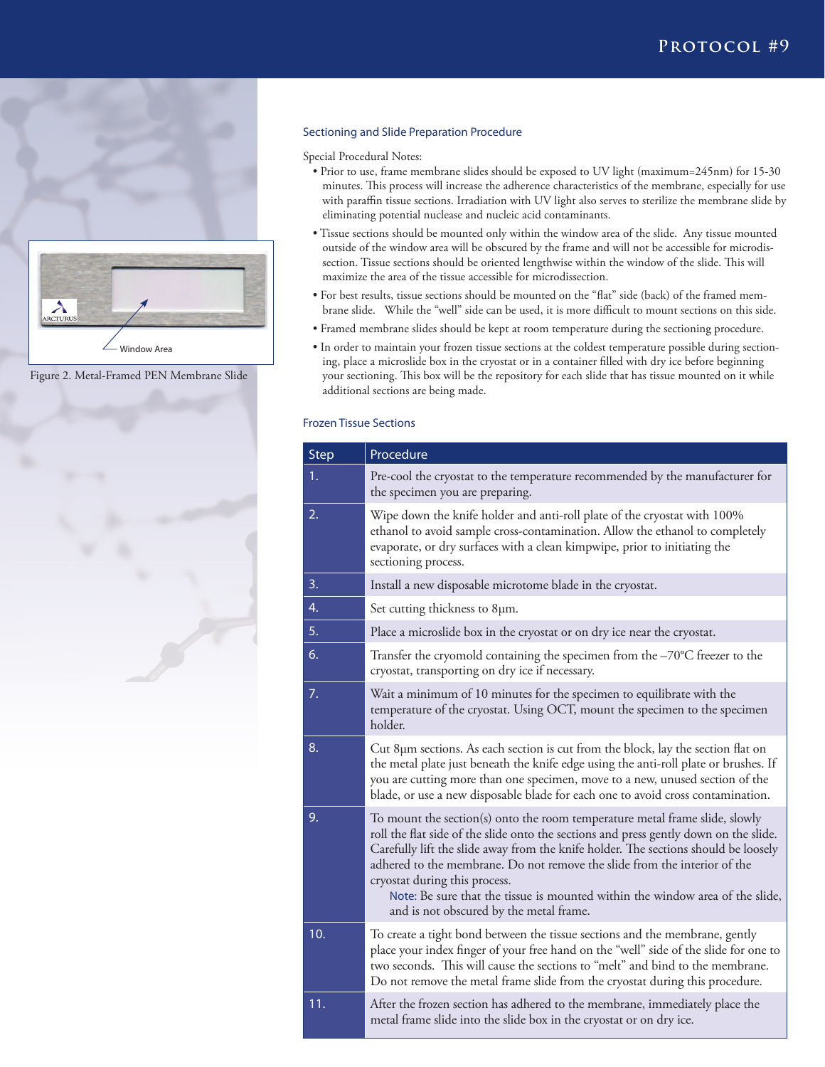## Sectioning and Slide Preparation Procedure

Special Procedural Notes:

- Prior to use, frame membrane slides should be exposed to UV light (maximum=245nm) for 15-30 minutes. This process will increase the adherence characteristics of the membrane, especially for use with paraffin tissue sections. Irradiation with UV light also serves to sterilize the membrane slide by eliminating potential nuclease and nucleic acid contaminants.
- Tissue sections should be mounted only within the window area of the slide. Any tissue mounted outside of the window area will be obscured by the frame and will not be accessible for microdissection. Tissue sections should be oriented lengthwise within the window of the slide. This will maximize the area of the tissue accessible for microdissection.
- For best results, tissue sections should be mounted on the "flat" side (back) of the framed membrane slide. While the "well" side can be used, it is more difficult to mount sections on this side.
- Framed membrane slides should be kept at room temperature during the sectioning procedure.
- In order to maintain your frozen tissue sections at the coldest temperature possible during sectioning, place a microslide box in the cryostat or in a container filled with dry ice before beginning your sectioning. This box will be the repository for each slide that has tissue mounted on it while additional sections are being made.

Window Area

Figure 2. Metal-Framed PEN Membrane Slide

### Frozen Tissue Sections

| Step | Procedure |
|---|---|
| 1. | Pre-cool the cryostat to the temperature recommended by the manufacturer for the specimen you are preparing. |
| 2. | Wipe down the knife holder and anti-roll plate of the cryostat with 100% ethanol to avoid sample cross-contamination. Allow the ethanol to completely evaporate, or dry surfaces with a clean kimpwipe, prior to initiating the sectioning process. |
| 3. | Install a new disposable microtome blade in the cryostat. |
| 4. | Set cutting thickness to 8µm. |
| 5. | Place a microslide box in the cryostat or on dry ice near the cryostat. |
| 6. | Transfer the cryomold containing the specimen from the –70°C freezer to the cryostat, transporting on dry ice if necessary. |
| 7. | Wait a minimum of 10 minutes for the specimen to equilibrate with the temperature of the cryostat. Using OCT, mount the specimen to the specimen holder. |
| 8. | Cut 8µm sections. As each section is cut from the block, lay the section flat on the metal plate just beneath the knife edge using the anti-roll plate or brushes. If you are cutting more than one specimen, move to a new, unused section of the blade, or use a new disposable blade for each one to avoid cross contamination. |
| 9. | To mount the section(s) onto the room temperature metal frame slide, slowly roll the flat side of the slide onto the sections and press gently down on the slide. Carefully lift the slide away from the knife holder. The sections should be loosely adhered to the membrane. Do not remove the slide from the interior of the cryostat during this process. Note: Be sure that the tissue is mounted within the window area of the slide, and is not obscured by the metal frame. |
| 10. | To create a tight bond between the tissue sections and the membrane, gently place your index finger of your free hand on the "well" side of the slide for one to two seconds. This will cause the sections to "melt" and bind to the membrane. Do not remove the metal frame slide from the cryostat during this procedure. |
| 11. | After the frozen section has adhered to the membrane, immediately place the metal frame slide into the slide box in the cryostat or on dry ice. |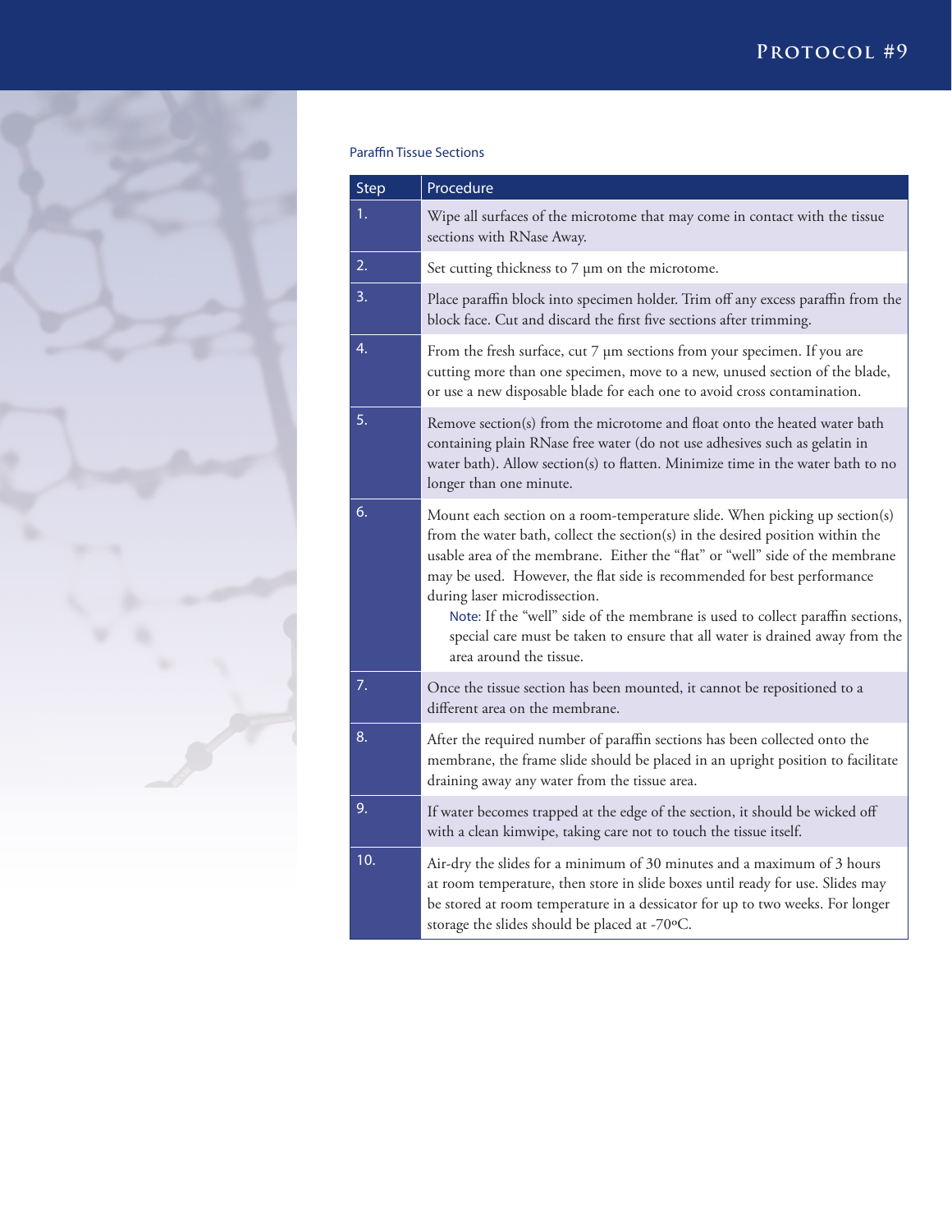### Paraffin Tissue Sections

| Step | Procedure |
|---|---|
| 1. | Wipe all surfaces of the microtome that may come in contact with the tissue sections with RNase Away. |
| 2. | Set cutting thickness to 7 µm on the microtome. |
| 3. | Place paraffin block into specimen holder. Trim off any excess paraffin from the block face. Cut and discard the first five sections after trimming. |
| 4. | From the fresh surface, cut 7 µm sections from your specimen. If you are cutting more than one specimen, move to a new, unused section of the blade, or use a new disposable blade for each one to avoid cross contamination. |
| 5. | Remove section(s) from the microtome and float onto the heated water bath containing plain RNase free water (do not use adhesives such as gelatin in water bath). Allow section(s) to flatten. Minimize time in the water bath to no longer than one minute. |
| 6. | Mount each section on a room-temperature slide. When picking up section(s) from the water bath, collect the section(s) in the desired position within the usable area of the membrane. Either the "flat" or "well" side of the membrane may be used. However, the flat side is recommended for best performance during laser microdissection. Note: If the "well" side of the membrane is used to collect paraffin sections, special care must be taken to ensure that all water is drained away from the area around the tissue. |
| 7. | Once the tissue section has been mounted, it cannot be repositioned to a different area on the membrane. |
| 8. | After the required number of paraffin sections has been collected onto the membrane, the frame slide should be placed in an upright position to facilitate draining away any water from the tissue area. |
| 9. | If water becomes trapped at the edge of the section, it should be wicked off with a clean kimwipe, taking care not to touch the tissue itself. |
| 10. | Air-dry the slides for a minimum of 30 minutes and a maximum of 3 hours at room temperature, then store in slide boxes until ready for use. Slides may be stored at room temperature in a dessicator for up to two weeks. For longer storage the slides should be placed at -70ºC. |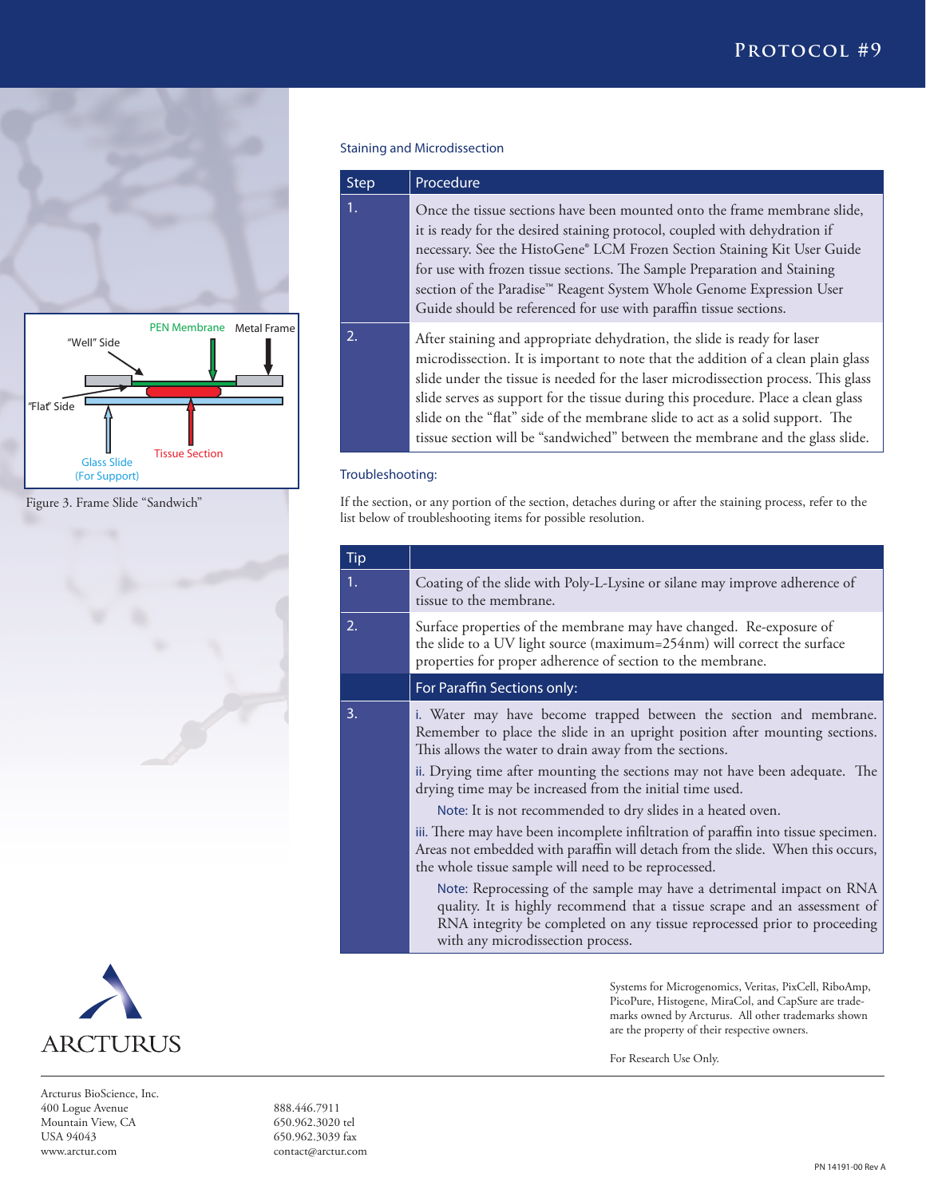"Well" Side

PEN Membrane

Metal Frame

"Flat" Side

Glass Slide (For Support)

Tissue Section

Figure 3. Frame Slide "Sandwich"

### Staining and Microdissection

| Step | Procedure |
|---|---|
| 1. | Once the tissue sections have been mounted onto the frame membrane slide, it is ready for the desired staining protocol, coupled with dehydration if necessary. See the HistoGene® LCM Frozen Section Staining Kit User Guide for use with frozen tissue sections. The Sample Preparation and Staining section of the Paradise™ Reagent System Whole Genome Expression User Guide should be referenced for use with paraffin tissue sections. |
| 2. | After staining and appropriate dehydration, the slide is ready for laser microdissection. It is important to note that the addition of a clean plain glass slide under the tissue is needed for the laser microdissection process. This glass slide serves as support for the tissue during this procedure. Place a clean glass slide on the "flat" side of the membrane slide to act as a solid support. The tissue section will be "sandwiched" between the membrane and the glass slide. |

### Troubleshooting:

If the section, or any portion of the section, detaches during or after the staining process, refer to the list below of troubleshooting items for possible resolution.

| Tip | |
|---|---|
| 1. | Coating of the slide with Poly-L-Lysine or silane may improve adherence of tissue to the membrane. |
| 2. | Surface properties of the membrane may have changed. Re-exposure of the slide to a UV light source (maximum=254nm) will correct the surface properties for proper adherence of section to the membrane. |
| | **For Paraffin Sections only:** |
| 3. | i. Water may have become trapped between the section and membrane. Remember to place the slide in an upright position after mounting sections. This allows the water to drain away from the sections.<br>ii. Drying time after mounting the sections may not have been adequate. The drying time may be increased from the initial time used.<br>Note: It is not recommended to dry slides in a heated oven.<br>iii. There may have been incomplete infiltration of paraffin into tissue specimen. Areas not embedded with paraffin will detach from the slide. When this occurs, the whole tissue sample will need to be reprocessed.<br>Note: Reprocessing of the sample may have a detrimental impact on RNA quality. It is highly recommend that a tissue scrape and an assessment of RNA integrity be completed on any tissue reprocessed prior to proceeding with any microdissection process. |

ARCTURUS

Systems for Microgenomics, Veritas, PixCell, RiboAmp, PicoPure, Histogene, MiraCol, and CapSure are trademarks owned by Arcturus. All other trademarks shown are the property of their respective owners.

For Research Use Only.

Arcturus BioScience, Inc.
400 Logue Avenue
Mountain View, CA
USA 94043
www.arctur.com

888.446.7911
650.962.3020 tel
650.962.3039 fax
contact@arctur.com

PN 14191-00 Rev A